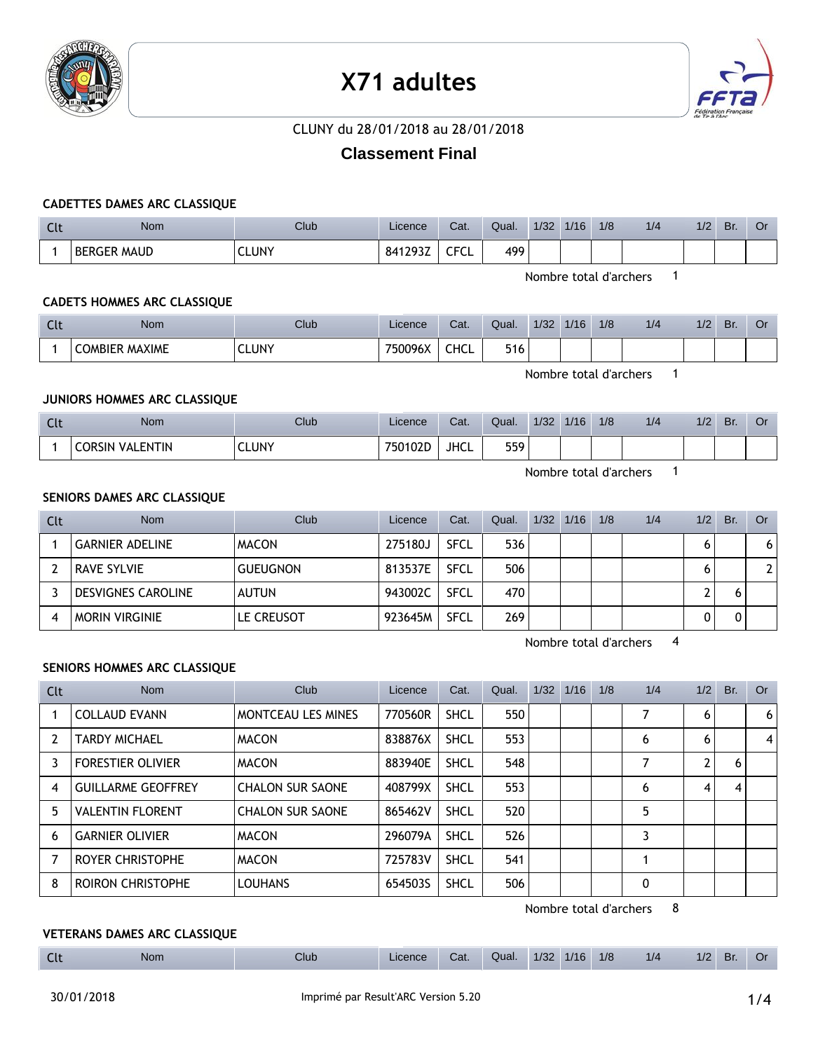# X71 adultes

CLUNY du 28/01/2018 au 28/01/2018

## Classement Final

### CADETTES DAMES ARC CLASSIQUE

| Clt | Nom | Club | Licence | Cat. | Qual. | 1/32 | 1/16 | 1/8 | 1/4 | 1/2 | Br. | Or |
|---|---|---|---|---|---|---|---|---|---|---|---|---|
| 1 | BERGER MAUD | CLUNY | 841293Z | CFCL | 499 | | | | | | | |

Nombre total d'archers 1

### CADETS HOMMES ARC CLASSIQUE

| Clt | Nom | Club | Licence | Cat. | Qual. | 1/32 | 1/16 | 1/8 | 1/4 | 1/2 | Br. | Or |
|---|---|---|---|---|---|---|---|---|---|---|---|---|
| 1 | COMBIER MAXIME | CLUNY | 750096X | CHCL | 516 | | | | | | | |

Nombre total d'archers 1

### JUNIORS HOMMES ARC CLASSIQUE

| Clt | Nom | Club | Licence | Cat. | Qual. | 1/32 | 1/16 | 1/8 | 1/4 | 1/2 | Br. | Or |
|---|---|---|---|---|---|---|---|---|---|---|---|---|
| 1 | CORSIN VALENTIN | CLUNY | 750102D | JHCL | 559 | | | | | | | |

Nombre total d'archers 1

### SENIORS DAMES ARC CLASSIQUE

| Clt | Nom | Club | Licence | Cat. | Qual. | 1/32 | 1/16 | 1/8 | 1/4 | 1/2 | Br. | Or |
|---|---|---|---|---|---|---|---|---|---|---|---|---|
| 1 | GARNIER ADELINE | MACON | 275180J | SFCL | 536 | | | | | 6 | | 6 |
| 2 | RAVE SYLVIE | GUEUGNON | 813537E | SFCL | 506 | | | | | 6 | | 2 |
| 3 | DESVIGNES CAROLINE | AUTUN | 943002C | SFCL | 470 | | | | | 2 | 6 | |
| 4 | MORIN VIRGINIE | LE CREUSOT | 923645M | SFCL | 269 | | | | | 0 | 0 | |

Nombre total d'archers 4

### SENIORS HOMMES ARC CLASSIQUE

| Clt | Nom | Club | Licence | Cat. | Qual. | 1/32 | 1/16 | 1/8 | 1/4 | 1/2 | Br. | Or |
|---|---|---|---|---|---|---|---|---|---|---|---|---|
| 1 | COLLAUD EVANN | MONTCEAU LES MINES | 770560R | SHCL | 550 | | | | 7 | 6 | | 6 |
| 2 | TARDY MICHAEL | MACON | 838876X | SHCL | 553 | | | | 6 | 6 | | 4 |
| 3 | FORESTIER OLIVIER | MACON | 883940E | SHCL | 548 | | | | 7 | 2 | 6 | |
| 4 | GUILLARME GEOFFREY | CHALON SUR SAONE | 408799X | SHCL | 553 | | | | 6 | 4 | 4 | |
| 5 | VALENTIN FLORENT | CHALON SUR SAONE | 865462V | SHCL | 520 | | | | 5 | | | |
| 6 | GARNIER OLIVIER | MACON | 296079A | SHCL | 526 | | | | 3 | | | |
| 7 | ROYER CHRISTOPHE | MACON | 725783V | SHCL | 541 | | | | 1 | | | |
| 8 | ROIRON CHRISTOPHE | LOUHANS | 654503S | SHCL | 506 | | | | 0 | | | |

Nombre total d'archers 8

### VETERANS DAMES ARC CLASSIQUE

| Clt | Nom | Club | Licence | Cat. | Qual. | 1/32 | 1/16 | 1/8 | 1/4 | 1/2 | Br. | Or |
|---|---|---|---|---|---|---|---|---|---|---|---|---|

30/01/2018 Imprimé par Result'ARC Version 5.20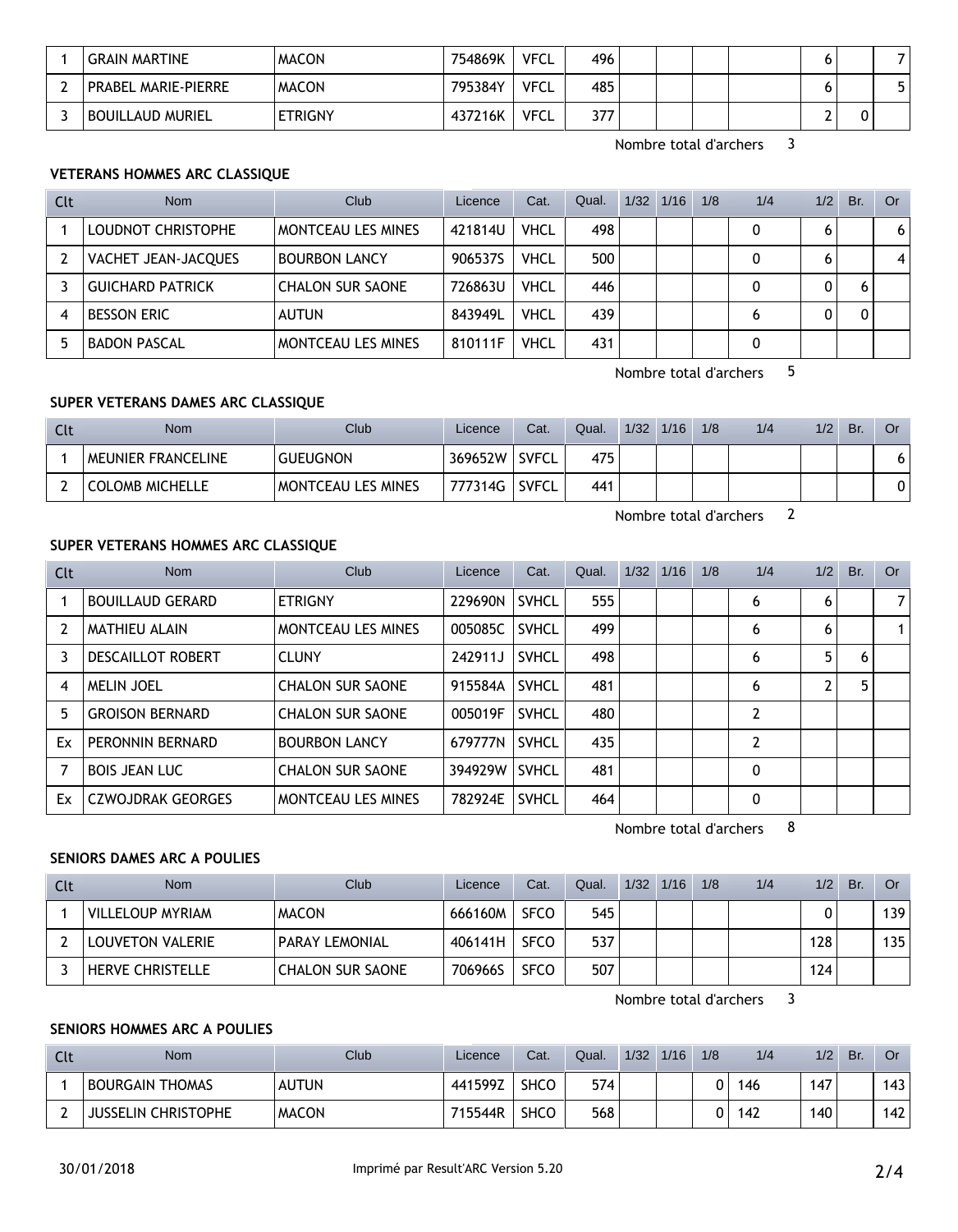| 1 | GRAIN MARTINE | MACON | 754869K | VFCL | 496 | | | | | 6 | | 7 |
|---|---|---|---|---|---|---|---|---|---|---|---|---|
| 2 | PRABEL MARIE-PIERRE | MACON | 795384Y | VFCL | 485 | | | | | 6 | | 5 |
| 3 | BOUILLAUD MURIEL | ETRIGNY | 437216K | VFCL | 377 | | | | | 2 | 0 | |

Nombre total d'archers 3

### VETERANS HOMMES ARC CLASSIQUE

| Clt | Nom | Club | Licence | Cat. | Qual. | 1/32 | 1/16 | 1/8 | 1/4 | 1/2 | Br. | Or |
|---|---|---|---|---|---|---|---|---|---|---|---|---|
| 1 | LOUDNOT CHRISTOPHE | MONTCEAU LES MINES | 421814U | VHCL | 498 | | | | 0 | 6 | | 6 |
| 2 | VACHET JEAN-JACQUES | BOURBON LANCY | 906537S | VHCL | 500 | | | | 0 | 6 | | 4 |
| 3 | GUICHARD PATRICK | CHALON SUR SAONE | 726863U | VHCL | 446 | | | | 0 | 0 | 6 | |
| 4 | BESSON ERIC | AUTUN | 843949L | VHCL | 439 | | | | 6 | 0 | 0 | |
| 5 | BADON PASCAL | MONTCEAU LES MINES | 810111F | VHCL | 431 | | | | 0 | | | |

Nombre total d'archers 5

### SUPER VETERANS DAMES ARC CLASSIQUE

| Clt | Nom | Club | Licence | Cat. | Qual. | 1/32 | 1/16 | 1/8 | 1/4 | 1/2 | Br. | Or |
|---|---|---|---|---|---|---|---|---|---|---|---|---|
| 1 | MEUNIER FRANCELINE | GUEUGNON | 369652W | SVFCL | 475 | | | | | | | 6 |
| 2 | COLOMB MICHELLE | MONTCEAU LES MINES | 777314G | SVFCL | 441 | | | | | | | 0 |

Nombre total d'archers 2

### SUPER VETERANS HOMMES ARC CLASSIQUE

| Clt | Nom | Club | Licence | Cat. | Qual. | 1/32 | 1/16 | 1/8 | 1/4 | 1/2 | Br. | Or |
|---|---|---|---|---|---|---|---|---|---|---|---|---|
| 1 | BOUILLAUD GERARD | ETRIGNY | 229690N | SVHCL | 555 | | | | 6 | 6 | | 7 |
| 2 | MATHIEU ALAIN | MONTCEAU LES MINES | 005085C | SVHCL | 499 | | | | 6 | 6 | | 1 |
| 3 | DESCAILLOT ROBERT | CLUNY | 242911J | SVHCL | 498 | | | | 6 | 5 | 6 | |
| 4 | MELIN JOEL | CHALON SUR SAONE | 915584A | SVHCL | 481 | | | | 6 | 2 | 5 | |
| 5 | GROISON BERNARD | CHALON SUR SAONE | 005019F | SVHCL | 480 | | | | 2 | | | |
| Ex | PERONNIN BERNARD | BOURBON LANCY | 679777N | SVHCL | 435 | | | | 2 | | | |
| 7 | BOIS JEAN LUC | CHALON SUR SAONE | 394929W | SVHCL | 481 | | | | 0 | | | |
| Ex | CZWOJDRAK GEORGES | MONTCEAU LES MINES | 782924E | SVHCL | 464 | | | | 0 | | | |

Nombre total d'archers 8

### SENIORS DAMES ARC A POULIES

| Clt | Nom | Club | Licence | Cat. | Qual. | 1/32 | 1/16 | 1/8 | 1/4 | 1/2 | Br. | Or |
|---|---|---|---|---|---|---|---|---|---|---|---|---|
| 1 | VILLELOUP MYRIAM | MACON | 666160M | SFCO | 545 | | | | | 0 | | 139 |
| 2 | LOUVETON VALERIE | PARAY LEMONIAL | 406141H | SFCO | 537 | | | | | 128 | | 135 |
| 3 | HERVE CHRISTELLE | CHALON SUR SAONE | 706966S | SFCO | 507 | | | | | 124 | | |

Nombre total d'archers 3

### SENIORS HOMMES ARC A POULIES

| Clt | Nom | Club | Licence | Cat. | Qual. | 1/32 | 1/16 | 1/8 | 1/4 | 1/2 | Br. | Or |
|---|---|---|---|---|---|---|---|---|---|---|---|---|
| 1 | BOURGAIN THOMAS | AUTUN | 441599Z | SHCO | 574 | | | 0 | 146 | 147 | | 143 |
| 2 | JUSSELIN CHRISTOPHE | MACON | 715544R | SHCO | 568 | | | 0 | 142 | 140 | | 142 |

30/01/2018 Imprimé par Result'ARC Version 5.20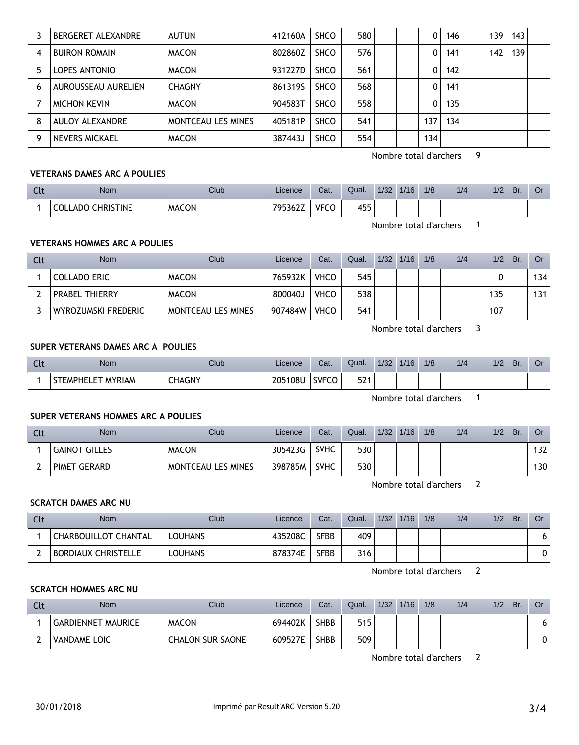| Clt | Nom | Club | Licence | Cat. | Qual. | 1/32 | 1/16 | 1/8 | 1/4 | 1/2 | Br. | Or |
|---|---|---|---|---|---|---|---|---|---|---|---|---|
| 3 | BERGERET ALEXANDRE | AUTUN | 412160A | SHCO | 580 | | | 0 | 146 | 139 | 143 | |
| 4 | BUIRON ROMAIN | MACON | 802860Z | SHCO | 576 | | | 0 | 141 | 142 | 139 | |
| 5 | LOPES ANTONIO | MACON | 931227D | SHCO | 561 | | | 0 | 142 | | | |
| 6 | AUROUSSEAU AURELIEN | CHAGNY | 861319S | SHCO | 568 | | | 0 | 141 | | | |
| 7 | MICHON KEVIN | MACON | 904583T | SHCO | 558 | | | 0 | 135 | | | |
| 8 | AULOY ALEXANDRE | MONTCEAU LES MINES | 405181P | SHCO | 541 | | | 137 | 134 | | | |
| 9 | NEVERS MICKAEL | MACON | 387443J | SHCO | 554 | | | 134 | | | | |

Nombre total d'archers 9

### VETERANS DAMES ARC A POULIES

| Clt | Nom | Club | Licence | Cat. | Qual. | 1/32 | 1/16 | 1/8 | 1/4 | 1/2 | Br. | Or |
|---|---|---|---|---|---|---|---|---|---|---|---|---|
| 1 | COLLADO CHRISTINE | MACON | 795362Z | VFCO | 455 | | | | | | | |

Nombre total d'archers 1

### VETERANS HOMMES ARC A POULIES

| Clt | Nom | Club | Licence | Cat. | Qual. | 1/32 | 1/16 | 1/8 | 1/4 | 1/2 | Br. | Or |
|---|---|---|---|---|---|---|---|---|---|---|---|---|
| 1 | COLLADO ERIC | MACON | 765932K | VHCO | 545 | | | | | 0 | | 134 |
| 2 | PRABEL THIERRY | MACON | 800040J | VHCO | 538 | | | | | 135 | | 131 |
| 3 | WYROZUMSKI FREDERIC | MONTCEAU LES MINES | 907484W | VHCO | 541 | | | | | 107 | | |

Nombre total d'archers 3

### SUPER VETERANS DAMES ARC A POULIES

| Clt | Nom | Club | Licence | Cat. | Qual. | 1/32 | 1/16 | 1/8 | 1/4 | 1/2 | Br. | Or |
|---|---|---|---|---|---|---|---|---|---|---|---|---|
| 1 | STEMPHELET MYRIAM | CHAGNY | 205108U | SVFCO | 521 | | | | | | | |

Nombre total d'archers 1

### SUPER VETERANS HOMMES ARC A POULIES

| Clt | Nom | Club | Licence | Cat. | Qual. | 1/32 | 1/16 | 1/8 | 1/4 | 1/2 | Br. | Or |
|---|---|---|---|---|---|---|---|---|---|---|---|---|
| 1 | GAINOT GILLES | MACON | 305423G | SVHC | 530 | | | | | | | 132 |
| 2 | PIMET GERARD | MONTCEAU LES MINES | 398785M | SVHC | 530 | | | | | | | 130 |

Nombre total d'archers 2

### SCRATCH DAMES ARC NU

| Clt | Nom | Club | Licence | Cat. | Qual. | 1/32 | 1/16 | 1/8 | 1/4 | 1/2 | Br. | Or |
|---|---|---|---|---|---|---|---|---|---|---|---|---|
| 1 | CHARBOUILLOT CHANTAL | LOUHANS | 435208C | SFBB | 409 | | | | | | | 6 |
| 2 | BORDIAUX CHRISTELLE | LOUHANS | 878374E | SFBB | 316 | | | | | | | 0 |

Nombre total d'archers 2

### SCRATCH HOMMES ARC NU

| Clt | Nom | Club | Licence | Cat. | Qual. | 1/32 | 1/16 | 1/8 | 1/4 | 1/2 | Br. | Or |
|---|---|---|---|---|---|---|---|---|---|---|---|---|
| 1 | GARDIENNET MAURICE | MACON | 694402K | SHBB | 515 | | | | | | | 6 |
| 2 | VANDAME LOIC | CHALON SUR SAONE | 609527E | SHBB | 509 | | | | | | | 0 |

Nombre total d'archers 2

30/01/2018 Imprimé par Result'ARC Version 5.20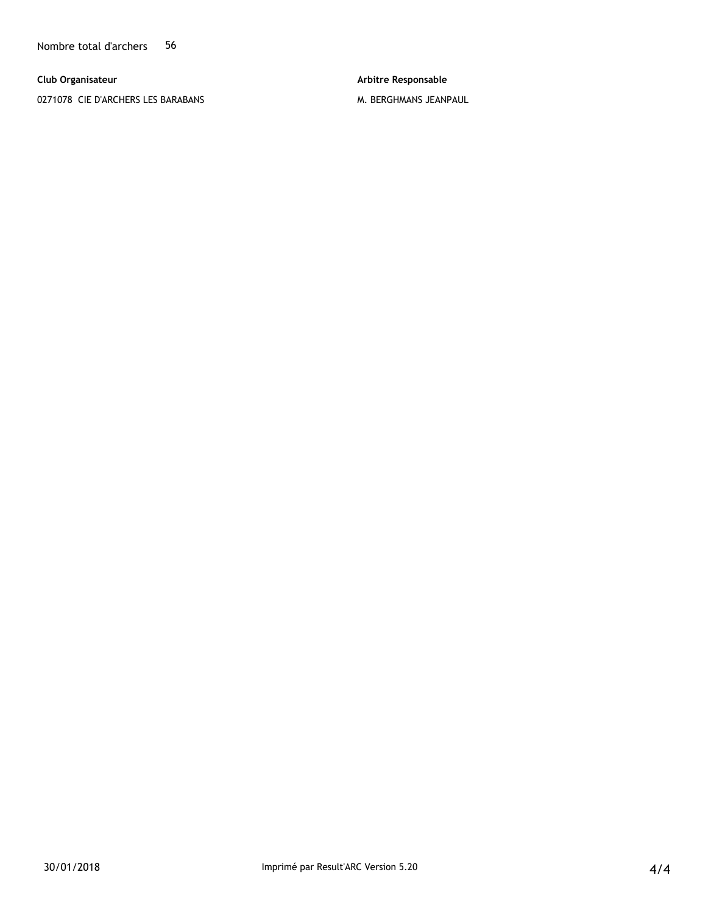Nombre total d'archers 56

**Club Organisateur**

0271078 CIE D'ARCHERS LES BARABANS

**Arbitre Responsable**

M. BERGHMANS JEANPAUL

30/01/2018 Imprimé par Result'ARC Version 5.20